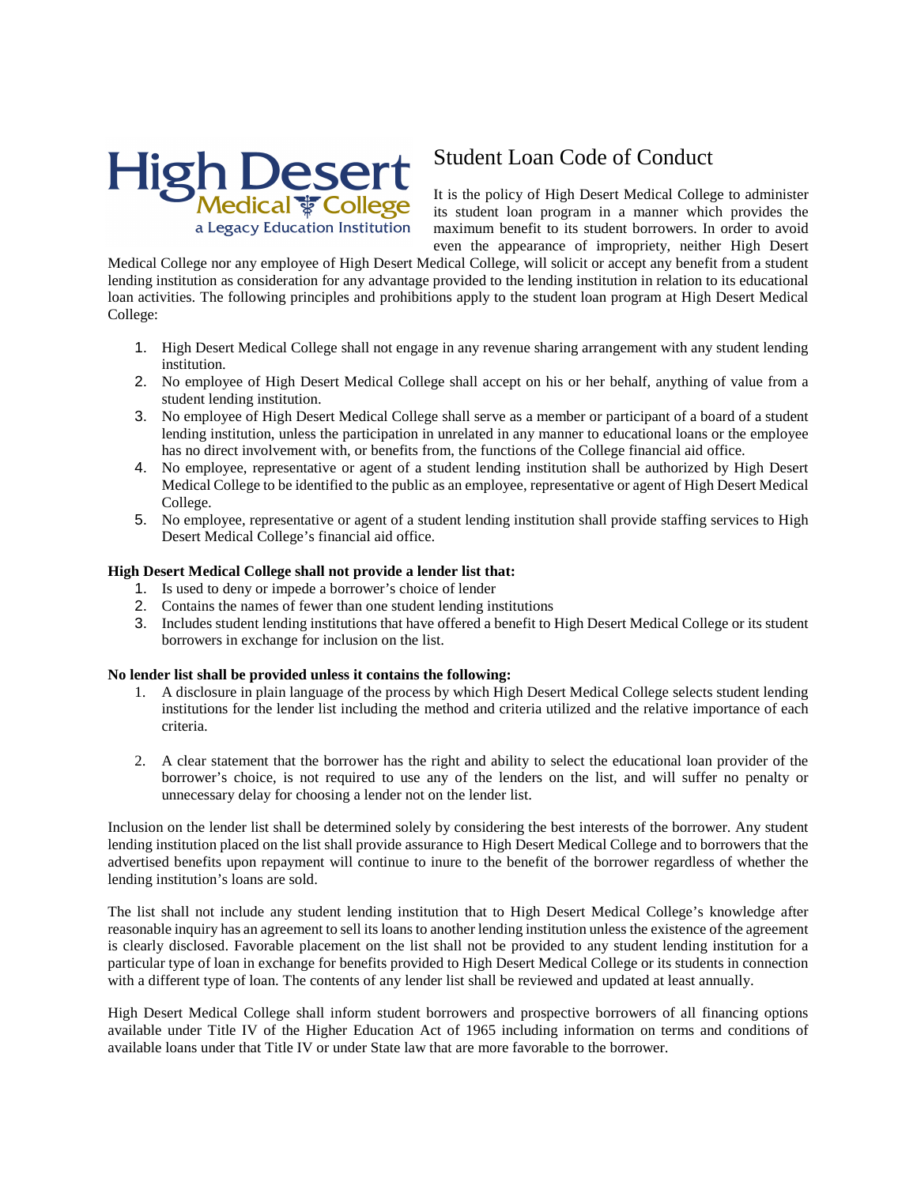High Desert Medical College

a Legacy Education Institution

# Student Loan Code of Conduct

It is the policy of High Desert Medical College to administer its student loan program in a manner which provides the maximum benefit to its student borrowers. In order to avoid even the appearance of impropriety, neither High Desert Medical College nor any employee of High Desert Medical College, will solicit or accept any benefit from a student lending institution as consideration for any advantage provided to the lending institution in relation to its educational loan activities. The following principles and prohibitions apply to the student loan program at High Desert Medical College:

1. High Desert Medical College shall not engage in any revenue sharing arrangement with any student lending institution.
2. No employee of High Desert Medical College shall accept on his or her behalf, anything of value from a student lending institution.
3. No employee of High Desert Medical College shall serve as a member or participant of a board of a student lending institution, unless the participation in unrelated in any manner to educational loans or the employee has no direct involvement with, or benefits from, the functions of the College financial aid office.
4. No employee, representative or agent of a student lending institution shall be authorized by High Desert Medical College to be identified to the public as an employee, representative or agent of High Desert Medical College.
5. No employee, representative or agent of a student lending institution shall provide staffing services to High Desert Medical College's financial aid office.

**High Desert Medical College shall not provide a lender list that:**

1. Is used to deny or impede a borrower's choice of lender
2. Contains the names of fewer than one student lending institutions
3. Includes student lending institutions that have offered a benefit to High Desert Medical College or its student borrowers in exchange for inclusion on the list.

**No lender list shall be provided unless it contains the following:**

1. A disclosure in plain language of the process by which High Desert Medical College selects student lending institutions for the lender list including the method and criteria utilized and the relative importance of each criteria.

2. A clear statement that the borrower has the right and ability to select the educational loan provider of the borrower's choice, is not required to use any of the lenders on the list, and will suffer no penalty or unnecessary delay for choosing a lender not on the lender list.

Inclusion on the lender list shall be determined solely by considering the best interests of the borrower. Any student lending institution placed on the list shall provide assurance to High Desert Medical College and to borrowers that the advertised benefits upon repayment will continue to inure to the benefit of the borrower regardless of whether the lending institution's loans are sold.

The list shall not include any student lending institution that to High Desert Medical College's knowledge after reasonable inquiry has an agreement to sell its loans to another lending institution unless the existence of the agreement is clearly disclosed. Favorable placement on the list shall not be provided to any student lending institution for a particular type of loan in exchange for benefits provided to High Desert Medical College or its students in connection with a different type of loan. The contents of any lender list shall be reviewed and updated at least annually.

High Desert Medical College shall inform student borrowers and prospective borrowers of all financing options available under Title IV of the Higher Education Act of 1965 including information on terms and conditions of available loans under that Title IV or under State law that are more favorable to the borrower.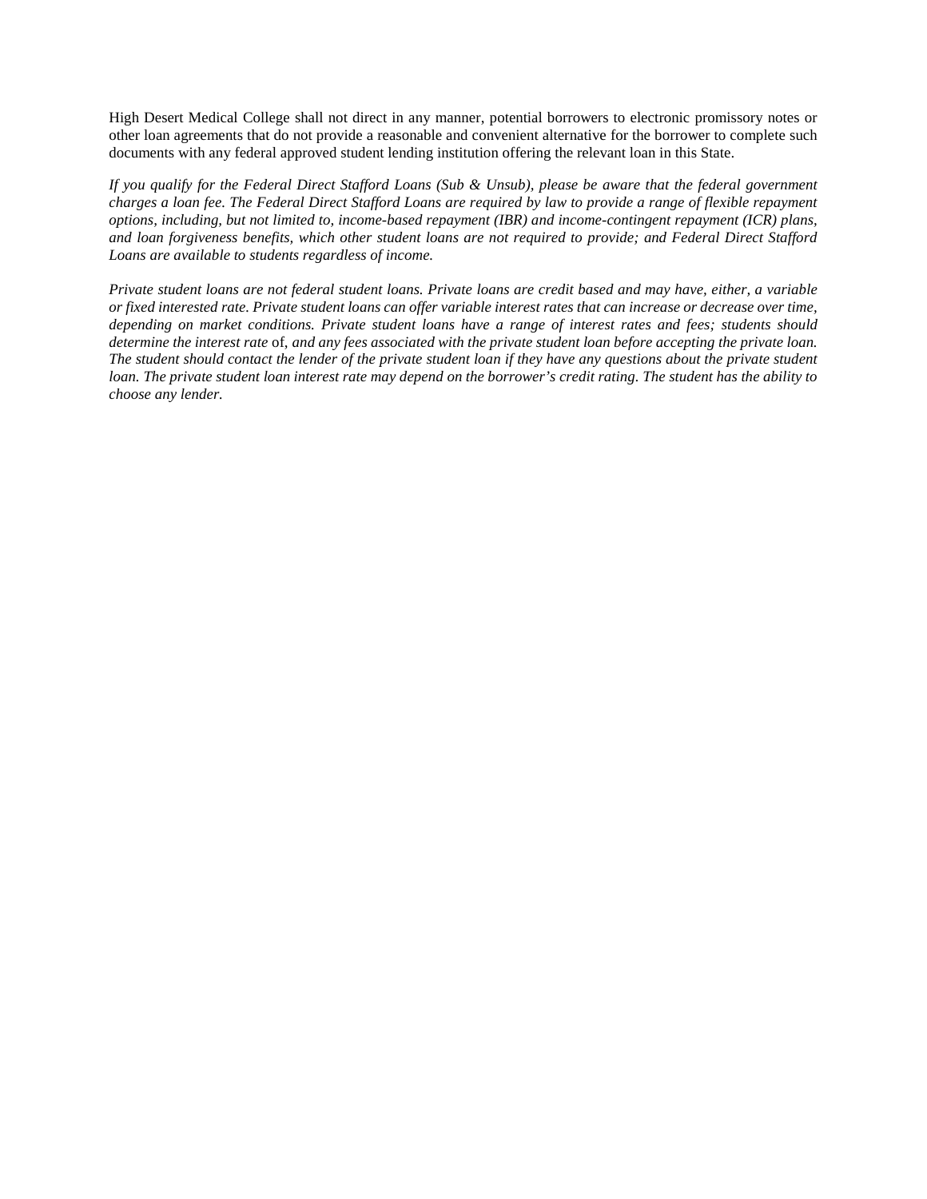High Desert Medical College shall not direct in any manner, potential borrowers to electronic promissory notes or other loan agreements that do not provide a reasonable and convenient alternative for the borrower to complete such documents with any federal approved student lending institution offering the relevant loan in this State.

*If you qualify for the Federal Direct Stafford Loans (Sub & Unsub), please be aware that the federal government charges a loan fee. The Federal Direct Stafford Loans are required by law to provide a range of flexible repayment options, including, but not limited to, income-based repayment (IBR) and income-contingent repayment (ICR) plans, and loan forgiveness benefits, which other student loans are not required to provide; and Federal Direct Stafford Loans are available to students regardless of income.*

*Private student loans are not federal student loans. Private loans are credit based and may have, either, a variable or fixed interested rate. Private student loans can offer variable interest rates that can increase or decrease over time, depending on market conditions. Private student loans have a range of interest rates and fees; students should determine the interest rate* of, *and any fees associated with the private student loan before accepting the private loan. The student should contact the lender of the private student loan if they have any questions about the private student loan. The private student loan interest rate may depend on the borrower's credit rating. The student has the ability to choose any lender.*